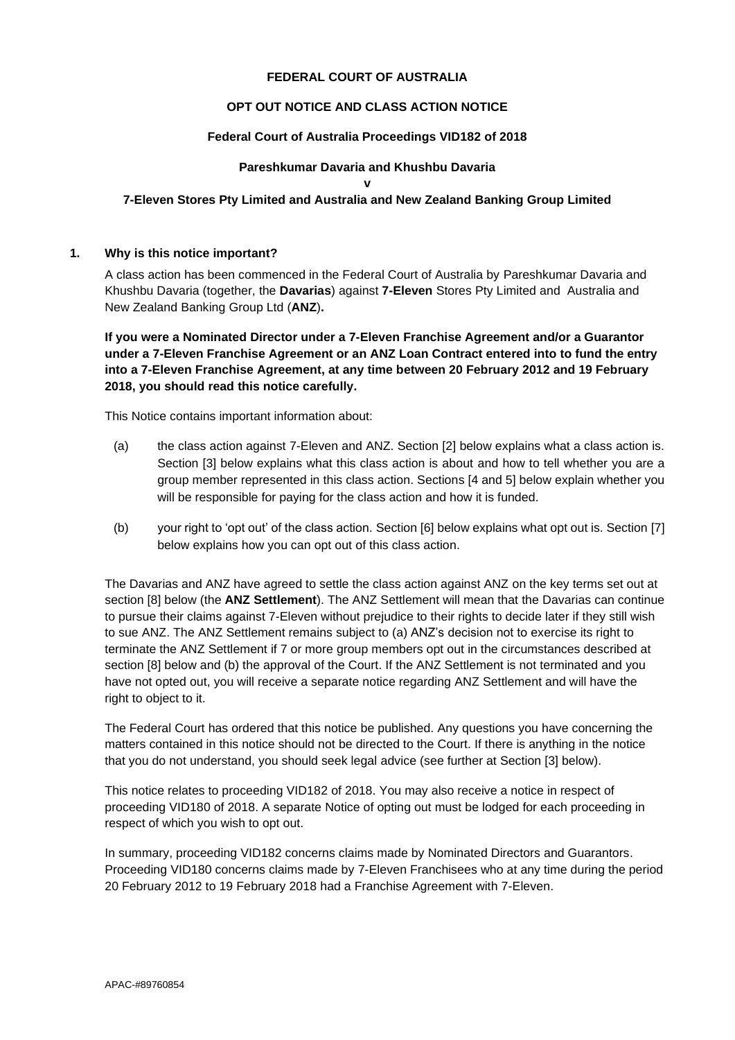**FEDERAL COURT OF AUSTRALIA**

**OPT OUT NOTICE AND CLASS ACTION NOTICE**

**Federal Court of Australia Proceedings VID182 of 2018**

**Pareshkumar Davaria and Khushbu Davaria**

**v**

**7-Eleven Stores Pty Limited and Australia and New Zealand Banking Group Limited**

## 1. Why is this notice important?

A class action has been commenced in the Federal Court of Australia by Pareshkumar Davaria and Khushbu Davaria (together, the **Davarias**) against **7-Eleven** Stores Pty Limited and Australia and New Zealand Banking Group Ltd (**ANZ**)**.**

**If you were a Nominated Director under a 7-Eleven Franchise Agreement and/or a Guarantor under a 7-Eleven Franchise Agreement or an ANZ Loan Contract entered into to fund the entry into a 7-Eleven Franchise Agreement, at any time between 20 February 2012 and 19 February 2018, you should read this notice carefully.**

This Notice contains important information about:

(a) the class action against 7-Eleven and ANZ. Section [2] below explains what a class action is. Section [3] below explains what this class action is about and how to tell whether you are a group member represented in this class action. Sections [4 and 5] below explain whether you will be responsible for paying for the class action and how it is funded.

(b) your right to 'opt out' of the class action. Section [6] below explains what opt out is. Section [7] below explains how you can opt out of this class action.

The Davarias and ANZ have agreed to settle the class action against ANZ on the key terms set out at section [8] below (the **ANZ Settlement**). The ANZ Settlement will mean that the Davarias can continue to pursue their claims against 7-Eleven without prejudice to their rights to decide later if they still wish to sue ANZ. The ANZ Settlement remains subject to (a) ANZ's decision not to exercise its right to terminate the ANZ Settlement if 7 or more group members opt out in the circumstances described at section [8] below and (b) the approval of the Court. If the ANZ Settlement is not terminated and you have not opted out, you will receive a separate notice regarding ANZ Settlement and will have the right to object to it.

The Federal Court has ordered that this notice be published. Any questions you have concerning the matters contained in this notice should not be directed to the Court. If there is anything in the notice that you do not understand, you should seek legal advice (see further at Section [3] below).

This notice relates to proceeding VID182 of 2018. You may also receive a notice in respect of proceeding VID180 of 2018. A separate Notice of opting out must be lodged for each proceeding in respect of which you wish to opt out.

In summary, proceeding VID182 concerns claims made by Nominated Directors and Guarantors. Proceeding VID180 concerns claims made by 7-Eleven Franchisees who at any time during the period 20 February 2012 to 19 February 2018 had a Franchise Agreement with 7-Eleven.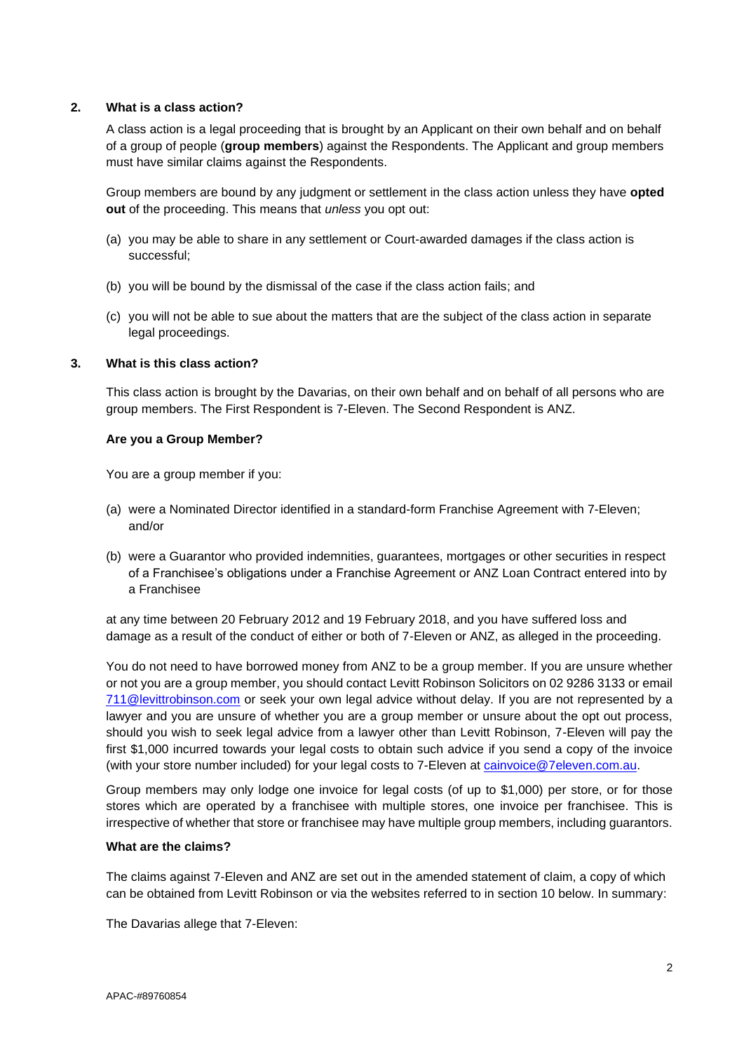## 2. What is a class action?

A class action is a legal proceeding that is brought by an Applicant on their own behalf and on behalf of a group of people (**group members**) against the Respondents. The Applicant and group members must have similar claims against the Respondents.

Group members are bound by any judgment or settlement in the class action unless they have **opted out** of the proceeding. This means that *unless* you opt out:

(a) you may be able to share in any settlement or Court-awarded damages if the class action is successful;

(b) you will be bound by the dismissal of the case if the class action fails; and

(c) you will not be able to sue about the matters that are the subject of the class action in separate legal proceedings.

## 3. What is this class action?

This class action is brought by the Davarias, on their own behalf and on behalf of all persons who are group members. The First Respondent is 7-Eleven. The Second Respondent is ANZ.

### Are you a Group Member?

You are a group member if you:

(a) were a Nominated Director identified in a standard-form Franchise Agreement with 7-Eleven; and/or

(b) were a Guarantor who provided indemnities, guarantees, mortgages or other securities in respect of a Franchisee's obligations under a Franchise Agreement or ANZ Loan Contract entered into by a Franchisee

at any time between 20 February 2012 and 19 February 2018, and you have suffered loss and damage as a result of the conduct of either or both of 7-Eleven or ANZ, as alleged in the proceeding.

You do not need to have borrowed money from ANZ to be a group member. If you are unsure whether or not you are a group member, you should contact Levitt Robinson Solicitors on 02 9286 3133 or email 711@levittrobinson.com or seek your own legal advice without delay. If you are not represented by a lawyer and you are unsure of whether you are a group member or unsure about the opt out process, should you wish to seek legal advice from a lawyer other than Levitt Robinson, 7-Eleven will pay the first $1,000 incurred towards your legal costs to obtain such advice if you send a copy of the invoice (with your store number included) for your legal costs to 7-Eleven at cainvoice@7eleven.com.au.

Group members may only lodge one invoice for legal costs (of up to $1,000) per store, or for those stores which are operated by a franchisee with multiple stores, one invoice per franchisee. This is irrespective of whether that store or franchisee may have multiple group members, including guarantors.

### What are the claims?

The claims against 7-Eleven and ANZ are set out in the amended statement of claim, a copy of which can be obtained from Levitt Robinson or via the websites referred to in section 10 below. In summary:

The Davarias allege that 7-Eleven: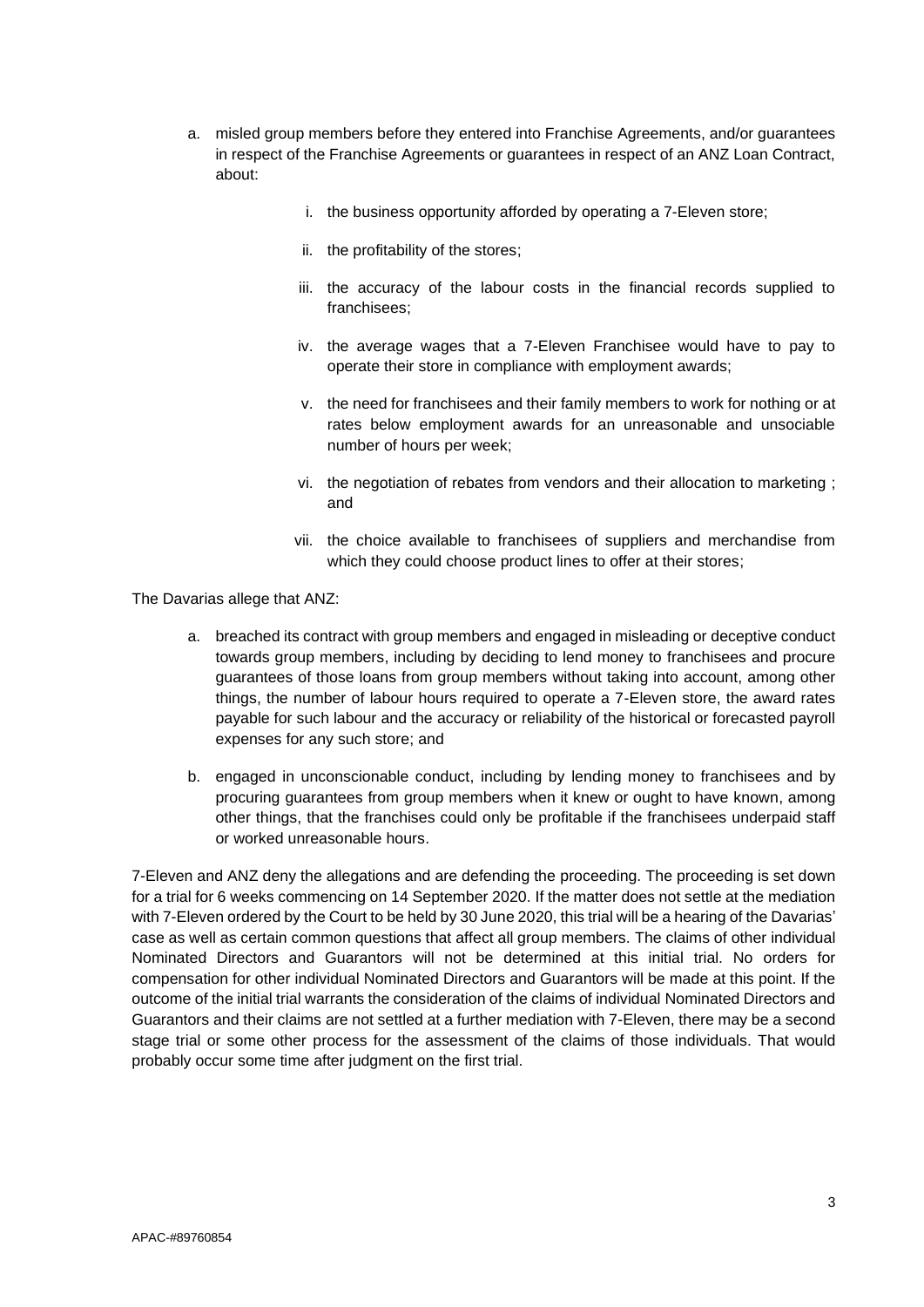a. misled group members before they entered into Franchise Agreements, and/or guarantees in respect of the Franchise Agreements or guarantees in respect of an ANZ Loan Contract, about:

    i. the business opportunity afforded by operating a 7-Eleven store;

    ii. the profitability of the stores;

    iii. the accuracy of the labour costs in the financial records supplied to franchisees;

    iv. the average wages that a 7-Eleven Franchisee would have to pay to operate their store in compliance with employment awards;

    v. the need for franchisees and their family members to work for nothing or at rates below employment awards for an unreasonable and unsociable number of hours per week;

    vi. the negotiation of rebates from vendors and their allocation to marketing ; and

    vii. the choice available to franchisees of suppliers and merchandise from which they could choose product lines to offer at their stores;

The Davarias allege that ANZ:

a. breached its contract with group members and engaged in misleading or deceptive conduct towards group members, including by deciding to lend money to franchisees and procure guarantees of those loans from group members without taking into account, among other things, the number of labour hours required to operate a 7-Eleven store, the award rates payable for such labour and the accuracy or reliability of the historical or forecasted payroll expenses for any such store; and

b. engaged in unconscionable conduct, including by lending money to franchisees and by procuring guarantees from group members when it knew or ought to have known, among other things, that the franchises could only be profitable if the franchisees underpaid staff or worked unreasonable hours.

7-Eleven and ANZ deny the allegations and are defending the proceeding. The proceeding is set down for a trial for 6 weeks commencing on 14 September 2020. If the matter does not settle at the mediation with 7-Eleven ordered by the Court to be held by 30 June 2020, this trial will be a hearing of the Davarias' case as well as certain common questions that affect all group members. The claims of other individual Nominated Directors and Guarantors will not be determined at this initial trial. No orders for compensation for other individual Nominated Directors and Guarantors will be made at this point. If the outcome of the initial trial warrants the consideration of the claims of individual Nominated Directors and Guarantors and their claims are not settled at a further mediation with 7-Eleven, there may be a second stage trial or some other process for the assessment of the claims of those individuals. That would probably occur some time after judgment on the first trial.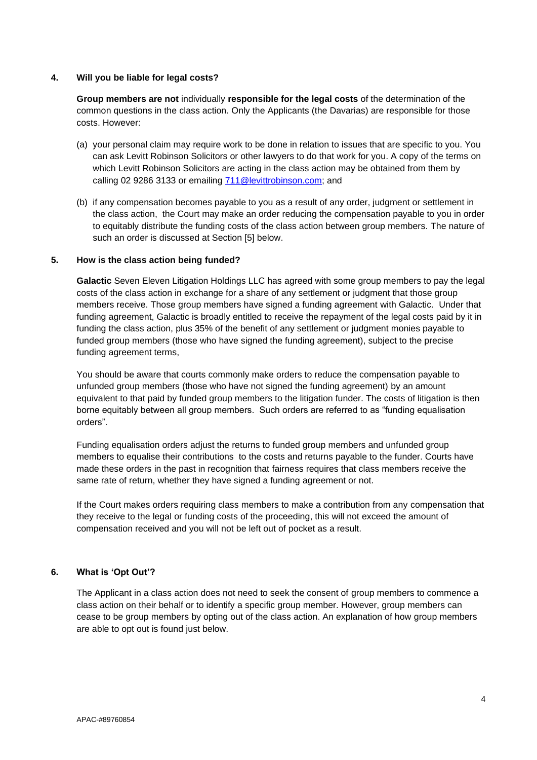## 4. Will you be liable for legal costs?

**Group members are not** individually **responsible for the legal costs** of the determination of the common questions in the class action. Only the Applicants (the Davarias) are responsible for those costs. However:

(a) your personal claim may require work to be done in relation to issues that are specific to you. You can ask Levitt Robinson Solicitors or other lawyers to do that work for you. A copy of the terms on which Levitt Robinson Solicitors are acting in the class action may be obtained from them by calling 02 9286 3133 or emailing 711@levittrobinson.com; and

(b) if any compensation becomes payable to you as a result of any order, judgment or settlement in the class action, the Court may make an order reducing the compensation payable to you in order to equitably distribute the funding costs of the class action between group members. The nature of such an order is discussed at Section [5] below.

## 5. How is the class action being funded?

**Galactic** Seven Eleven Litigation Holdings LLC has agreed with some group members to pay the legal costs of the class action in exchange for a share of any settlement or judgment that those group members receive. Those group members have signed a funding agreement with Galactic. Under that funding agreement, Galactic is broadly entitled to receive the repayment of the legal costs paid by it in funding the class action, plus 35% of the benefit of any settlement or judgment monies payable to funded group members (those who have signed the funding agreement), subject to the precise funding agreement terms,

You should be aware that courts commonly make orders to reduce the compensation payable to unfunded group members (those who have not signed the funding agreement) by an amount equivalent to that paid by funded group members to the litigation funder. The costs of litigation is then borne equitably between all group members. Such orders are referred to as "funding equalisation orders".

Funding equalisation orders adjust the returns to funded group members and unfunded group members to equalise their contributions to the costs and returns payable to the funder. Courts have made these orders in the past in recognition that fairness requires that class members receive the same rate of return, whether they have signed a funding agreement or not.

If the Court makes orders requiring class members to make a contribution from any compensation that they receive to the legal or funding costs of the proceeding, this will not exceed the amount of compensation received and you will not be left out of pocket as a result.

## 6. What is 'Opt Out'?

The Applicant in a class action does not need to seek the consent of group members to commence a class action on their behalf or to identify a specific group member. However, group members can cease to be group members by opting out of the class action. An explanation of how group members are able to opt out is found just below.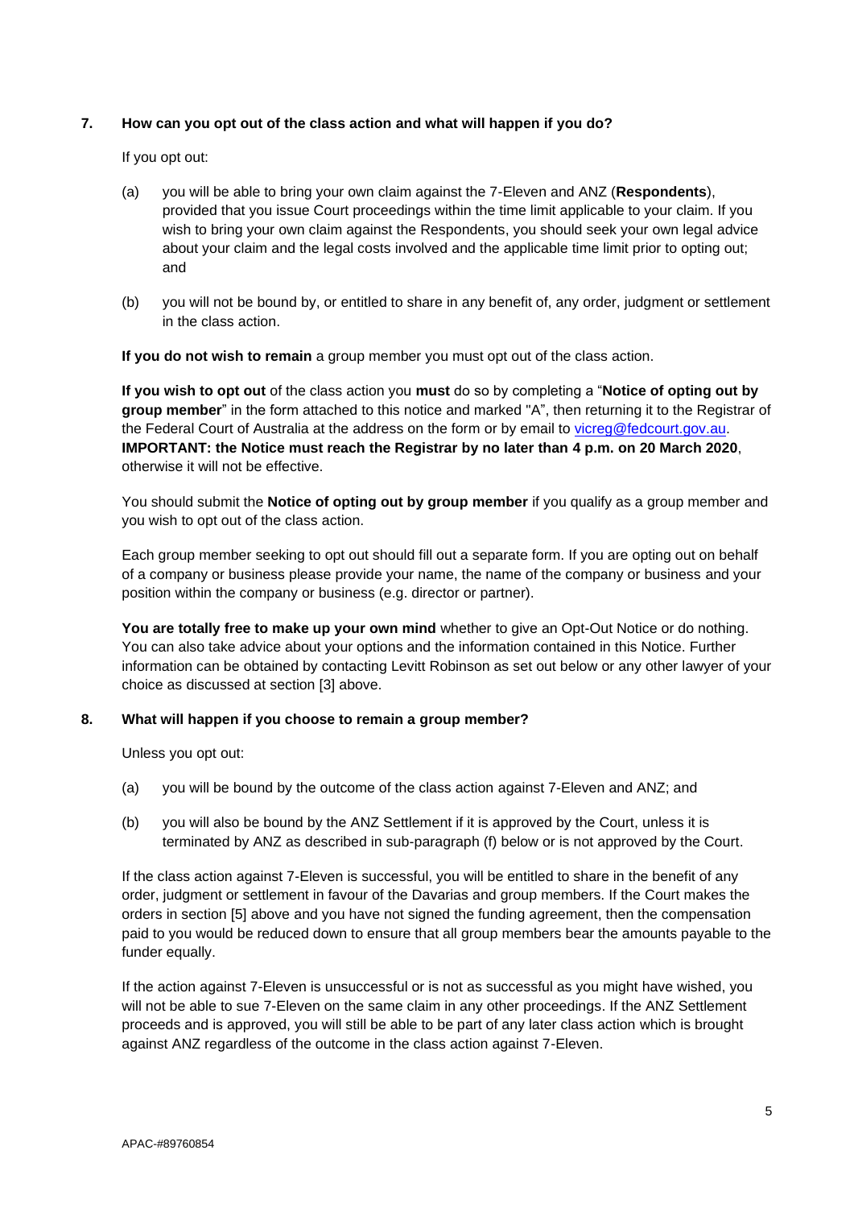### 7. How can you opt out of the class action and what will happen if you do?

If you opt out:

(a) you will be able to bring your own claim against the 7-Eleven and ANZ (**Respondents**), provided that you issue Court proceedings within the time limit applicable to your claim. If you wish to bring your own claim against the Respondents, you should seek your own legal advice about your claim and the legal costs involved and the applicable time limit prior to opting out; and

(b) you will not be bound by, or entitled to share in any benefit of, any order, judgment or settlement in the class action.

**If you do not wish to remain** a group member you must opt out of the class action.

**If you wish to opt out** of the class action you **must** do so by completing a "**Notice of opting out by group member**" in the form attached to this notice and marked "A", then returning it to the Registrar of the Federal Court of Australia at the address on the form or by email to vicreg@fedcourt.gov.au. **IMPORTANT: the Notice must reach the Registrar by no later than 4 p.m. on 20 March 2020**, otherwise it will not be effective.

You should submit the **Notice of opting out by group member** if you qualify as a group member and you wish to opt out of the class action.

Each group member seeking to opt out should fill out a separate form. If you are opting out on behalf of a company or business please provide your name, the name of the company or business and your position within the company or business (e.g. director or partner).

**You are totally free to make up your own mind** whether to give an Opt-Out Notice or do nothing. You can also take advice about your options and the information contained in this Notice. Further information can be obtained by contacting Levitt Robinson as set out below or any other lawyer of your choice as discussed at section [3] above.

### 8. What will happen if you choose to remain a group member?

Unless you opt out:

(a) you will be bound by the outcome of the class action against 7-Eleven and ANZ; and

(b) you will also be bound by the ANZ Settlement if it is approved by the Court, unless it is terminated by ANZ as described in sub-paragraph (f) below or is not approved by the Court.

If the class action against 7-Eleven is successful, you will be entitled to share in the benefit of any order, judgment or settlement in favour of the Davarias and group members. If the Court makes the orders in section [5] above and you have not signed the funding agreement, then the compensation paid to you would be reduced down to ensure that all group members bear the amounts payable to the funder equally.

If the action against 7-Eleven is unsuccessful or is not as successful as you might have wished, you will not be able to sue 7-Eleven on the same claim in any other proceedings. If the ANZ Settlement proceeds and is approved, you will still be able to be part of any later class action which is brought against ANZ regardless of the outcome in the class action against 7-Eleven.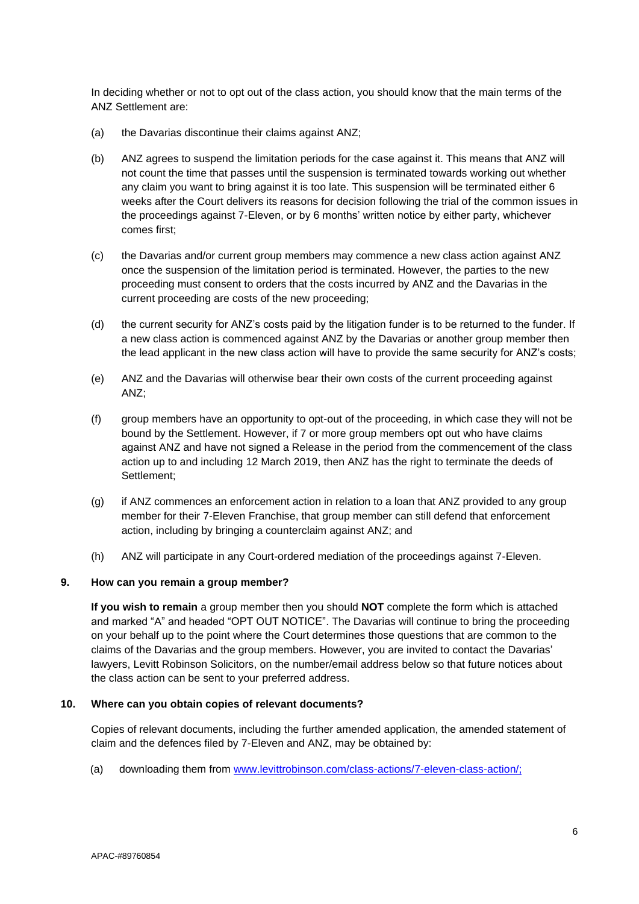In deciding whether or not to opt out of the class action, you should know that the main terms of the ANZ Settlement are:

(a) the Davarias discontinue their claims against ANZ;

(b) ANZ agrees to suspend the limitation periods for the case against it. This means that ANZ will not count the time that passes until the suspension is terminated towards working out whether any claim you want to bring against it is too late. This suspension will be terminated either 6 weeks after the Court delivers its reasons for decision following the trial of the common issues in the proceedings against 7-Eleven, or by 6 months' written notice by either party, whichever comes first;

(c) the Davarias and/or current group members may commence a new class action against ANZ once the suspension of the limitation period is terminated. However, the parties to the new proceeding must consent to orders that the costs incurred by ANZ and the Davarias in the current proceeding are costs of the new proceeding;

(d) the current security for ANZ's costs paid by the litigation funder is to be returned to the funder. If a new class action is commenced against ANZ by the Davarias or another group member then the lead applicant in the new class action will have to provide the same security for ANZ's costs;

(e) ANZ and the Davarias will otherwise bear their own costs of the current proceeding against ANZ;

(f) group members have an opportunity to opt-out of the proceeding, in which case they will not be bound by the Settlement. However, if 7 or more group members opt out who have claims against ANZ and have not signed a Release in the period from the commencement of the class action up to and including 12 March 2019, then ANZ has the right to terminate the deeds of Settlement;

(g) if ANZ commences an enforcement action in relation to a loan that ANZ provided to any group member for their 7-Eleven Franchise, that group member can still defend that enforcement action, including by bringing a counterclaim against ANZ; and

(h) ANZ will participate in any Court-ordered mediation of the proceedings against 7-Eleven.

## 9. How can you remain a group member?

**If you wish to remain** a group member then you should **NOT** complete the form which is attached and marked "A" and headed "OPT OUT NOTICE". The Davarias will continue to bring the proceeding on your behalf up to the point where the Court determines those questions that are common to the claims of the Davarias and the group members. However, you are invited to contact the Davarias' lawyers, Levitt Robinson Solicitors, on the number/email address below so that future notices about the class action can be sent to your preferred address.

## 10. Where can you obtain copies of relevant documents?

Copies of relevant documents, including the further amended application, the amended statement of claim and the defences filed by 7-Eleven and ANZ, may be obtained by:

(a) downloading them from www.levittrobinson.com/class-actions/7-eleven-class-action/;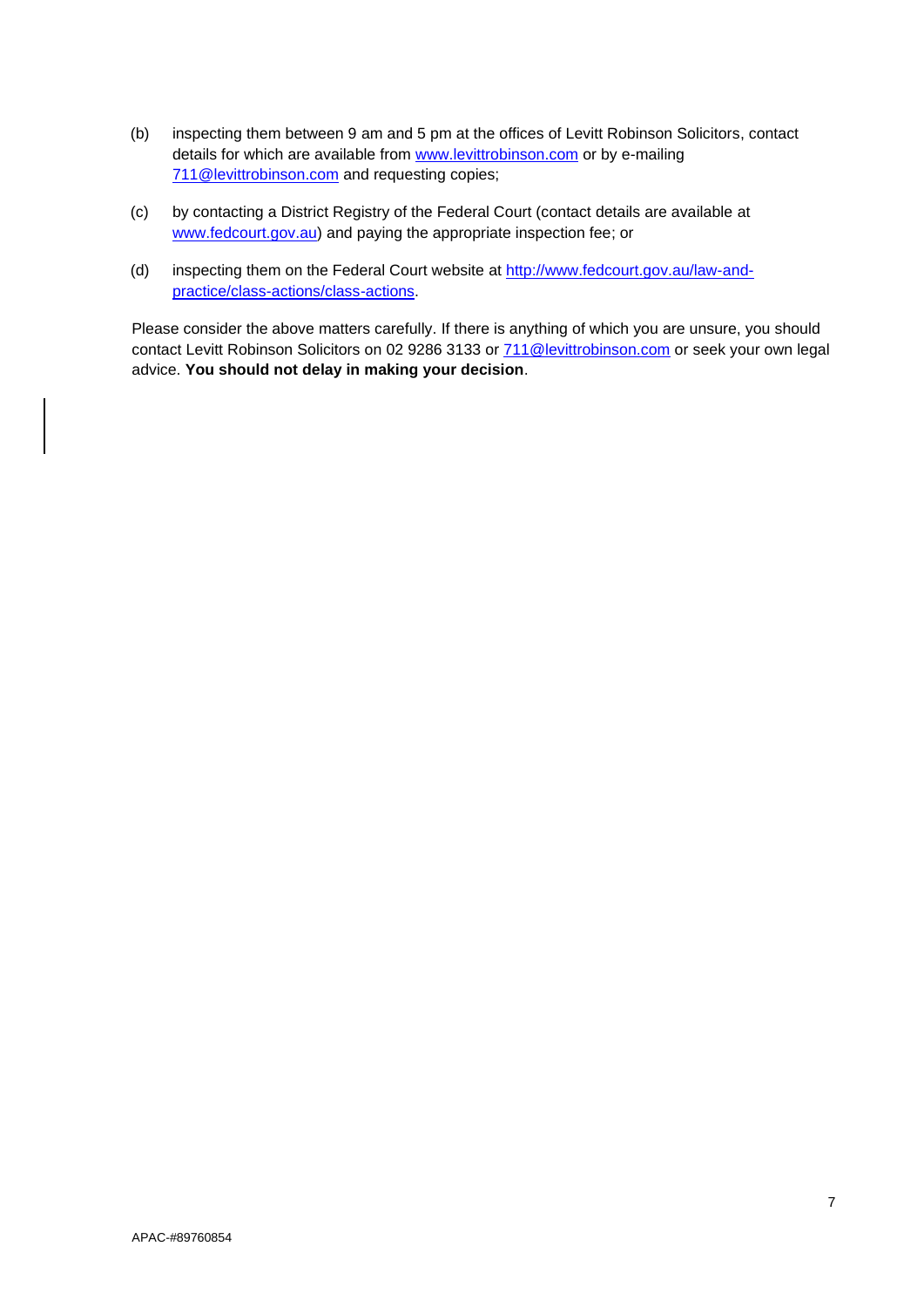(b) inspecting them between 9 am and 5 pm at the offices of Levitt Robinson Solicitors, contact details for which are available from [www.levittrobinson.com](http://www.levittrobinson.com) or by e-mailing [711@levittrobinson.com](mailto:711@levittrobinson.com) and requesting copies;

(c) by contacting a District Registry of the Federal Court (contact details are available at [www.fedcourt.gov.au](http://www.fedcourt.gov.au)) and paying the appropriate inspection fee; or

(d) inspecting them on the Federal Court website at [http://www.fedcourt.gov.au/law-and-practice/class-actions/class-actions](http://www.fedcourt.gov.au/law-and-practice/class-actions/class-actions).

Please consider the above matters carefully. If there is anything of which you are unsure, you should contact Levitt Robinson Solicitors on 02 9286 3133 or [711@levittrobinson.com](mailto:711@levittrobinson.com) or seek your own legal advice. **You should not delay in making your decision**.

APAC-#89760854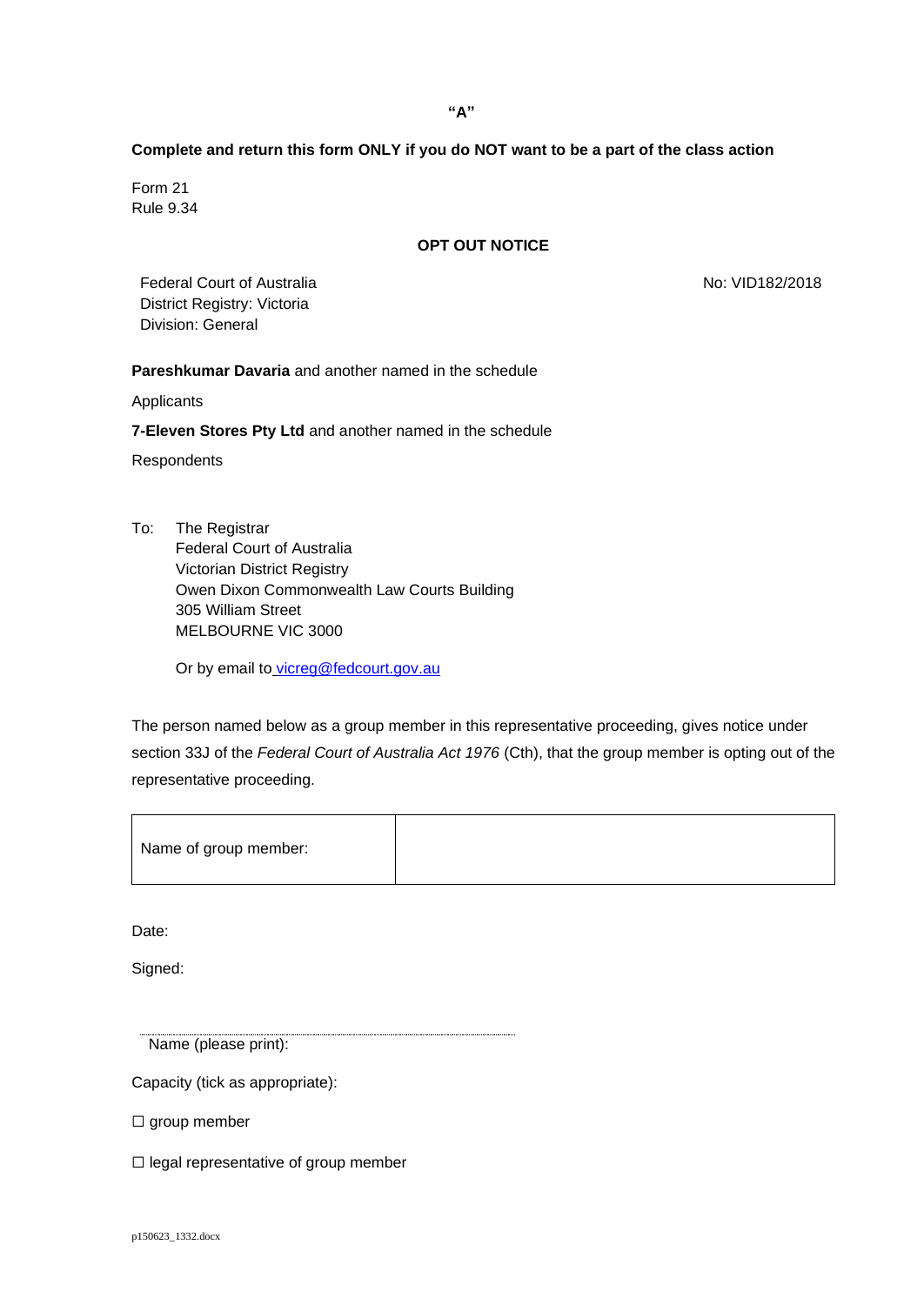**"A"**

**Complete and return this form ONLY if you do NOT want to be a part of the class action**

Form 21
Rule 9.34

**OPT OUT NOTICE**

Federal Court of Australia
District Registry: Victoria
Division: General

No: VID182/2018

**Pareshkumar Davaria** and another named in the schedule

Applicants

**7-Eleven Stores Pty Ltd** and another named in the schedule

Respondents

To: The Registrar
Federal Court of Australia
Victorian District Registry
Owen Dixon Commonwealth Law Courts Building
305 William Street
MELBOURNE VIC 3000

Or by email to vicreg@fedcourt.gov.au

The person named below as a group member in this representative proceeding, gives notice under section 33J of the *Federal Court of Australia Act 1976* (Cth), that the group member is opting out of the representative proceeding.

| | |
|---|---|
| Name of group member: | |

Date:

Signed:

Name (please print):

Capacity (tick as appropriate):

☐ group member

☐ legal representative of group member

p150623_1332.docx